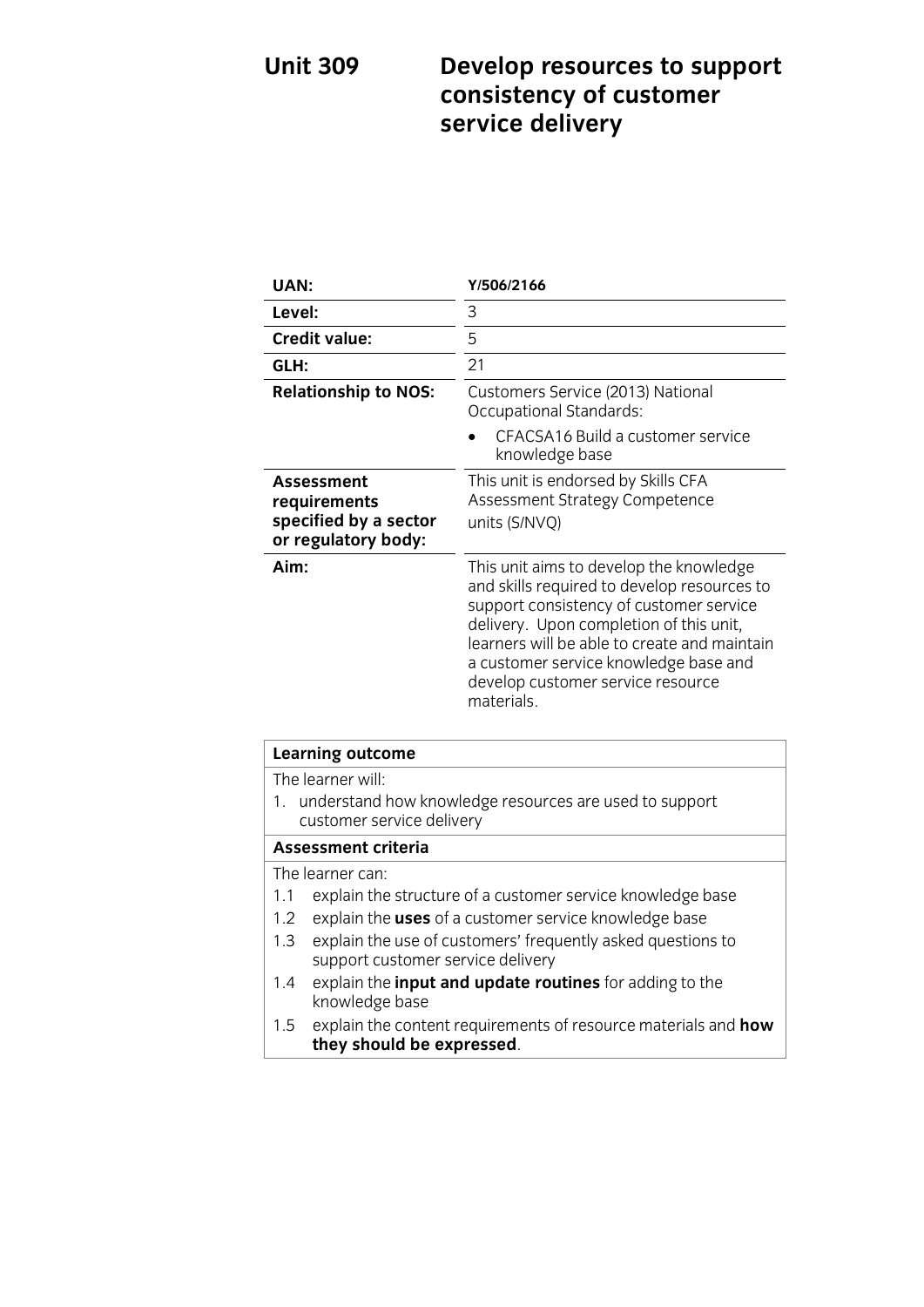# Unit 309 Develop resources to support consistency of customer service delivery

| | |
|---|---|
| **UAN:** | **Y/506/2166** |
| **Level:** | 3 |
| **Credit value:** | 5 |
| **GLH:** | 21 |
| **Relationship to NOS:** | Customers Service (2013) National Occupational Standards:<br>• CFACSA16 Build a customer service knowledge base |
| **Assessment requirements specified by a sector or regulatory body:** | This unit is endorsed by Skills CFA Assessment Strategy Competence units (S/NVQ) |
| **Aim:** | This unit aims to develop the knowledge and skills required to develop resources to support consistency of customer service delivery. Upon completion of this unit, learners will be able to create and maintain a customer service knowledge base and develop customer service resource materials. |

| **Learning outcome** |
|---|
| The learner will:<br>1. understand how knowledge resources are used to support customer service delivery |
| **Assessment criteria** |
| The learner can:<br>1.1 explain the structure of a customer service knowledge base<br>1.2 explain the **uses** of a customer service knowledge base<br>1.3 explain the use of customers' frequently asked questions to support customer service delivery<br>1.4 explain the **input and update routines** for adding to the knowledge base<br>1.5 explain the content requirements of resource materials and **how they should be expressed**. |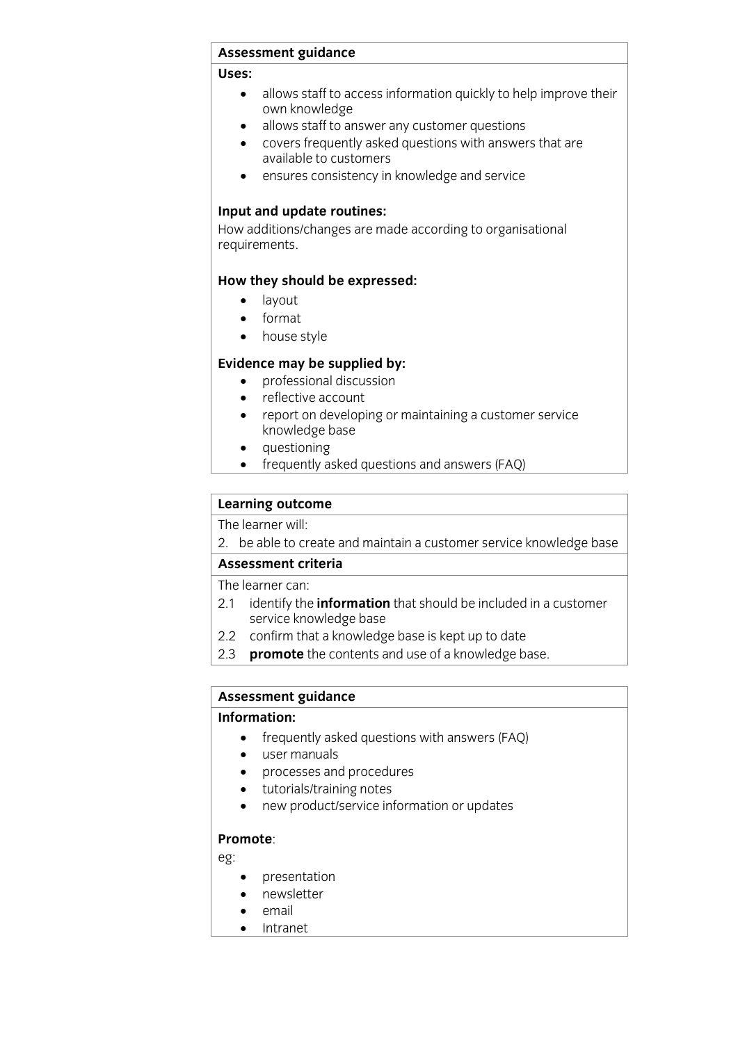**Assessment guidance**

**Uses:**

- allows staff to access information quickly to help improve their own knowledge
- allows staff to answer any customer questions
- covers frequently asked questions with answers that are available to customers
- ensures consistency in knowledge and service

**Input and update routines:**

How additions/changes are made according to organisational requirements.

**How they should be expressed:**

- layout
- format
- house style

**Evidence may be supplied by:**

- professional discussion
- reflective account
- report on developing or maintaining a customer service knowledge base
- questioning
- frequently asked questions and answers (FAQ)

**Learning outcome**

The learner will:

2. be able to create and maintain a customer service knowledge base

**Assessment criteria**

The learner can:

2.1 identify the **information** that should be included in a customer service knowledge base

2.2 confirm that a knowledge base is kept up to date

2.3 **promote** the contents and use of a knowledge base.

**Assessment guidance**

**Information:**

- frequently asked questions with answers (FAQ)
- user manuals
- processes and procedures
- tutorials/training notes
- new product/service information or updates

**Promote**:

eg:

- presentation
- newsletter
- email
- Intranet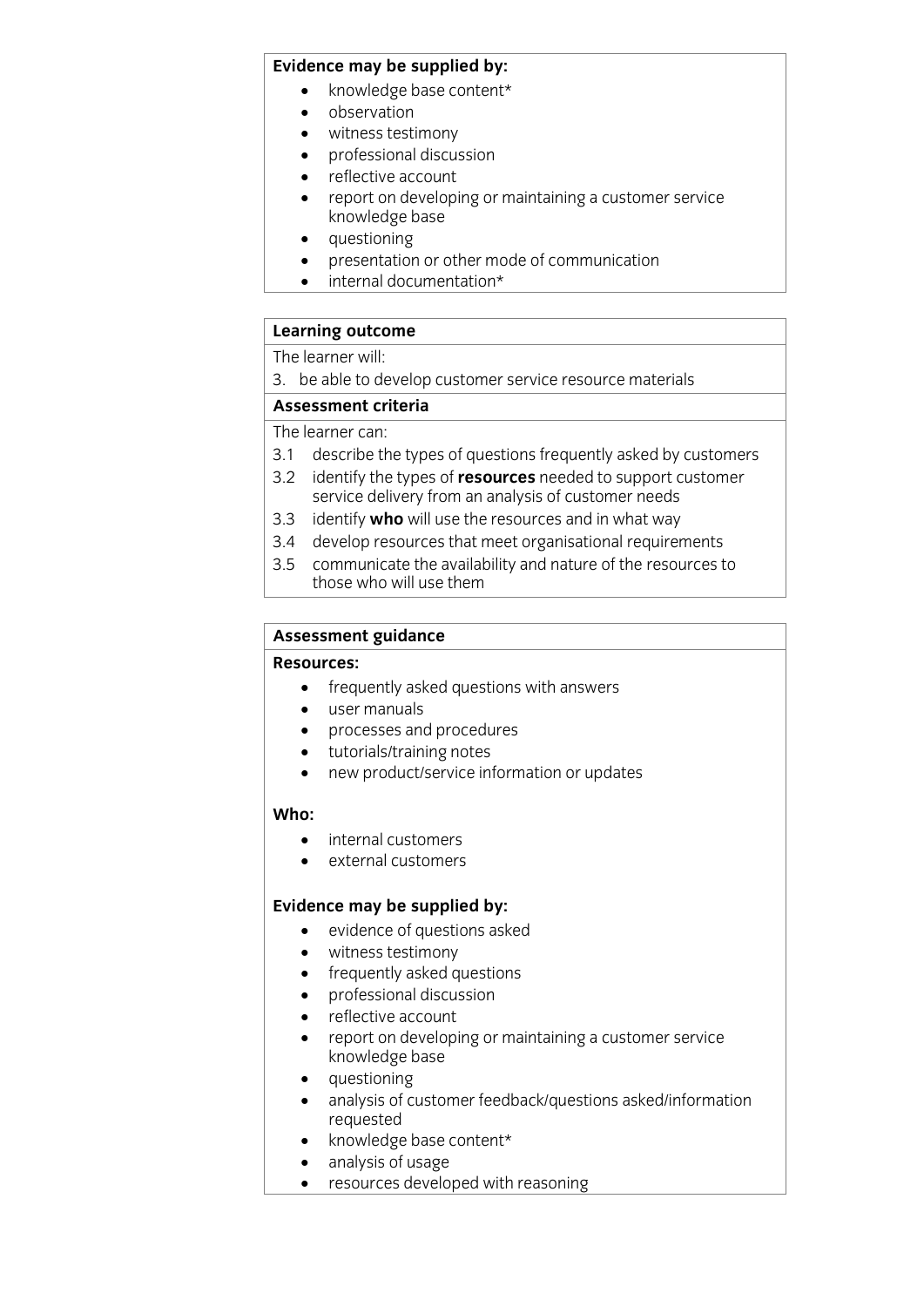**Evidence may be supplied by:**

- knowledge base content*
- observation
- witness testimony
- professional discussion
- reflective account
- report on developing or maintaining a customer service knowledge base
- questioning
- presentation or other mode of communication
- internal documentation*

**Learning outcome**

The learner will:

3. be able to develop customer service resource materials

**Assessment criteria**

The learner can:

3.1 describe the types of questions frequently asked by customers
3.2 identify the types of **resources** needed to support customer service delivery from an analysis of customer needs
3.3 identify **who** will use the resources and in what way
3.4 develop resources that meet organisational requirements
3.5 communicate the availability and nature of the resources to those who will use them

**Assessment guidance**

**Resources:**

- frequently asked questions with answers
- user manuals
- processes and procedures
- tutorials/training notes
- new product/service information or updates

**Who:**

- internal customers
- external customers

**Evidence may be supplied by:**

- evidence of questions asked
- witness testimony
- frequently asked questions
- professional discussion
- reflective account
- report on developing or maintaining a customer service knowledge base
- questioning
- analysis of customer feedback/questions asked/information requested
- knowledge base content*
- analysis of usage
- resources developed with reasoning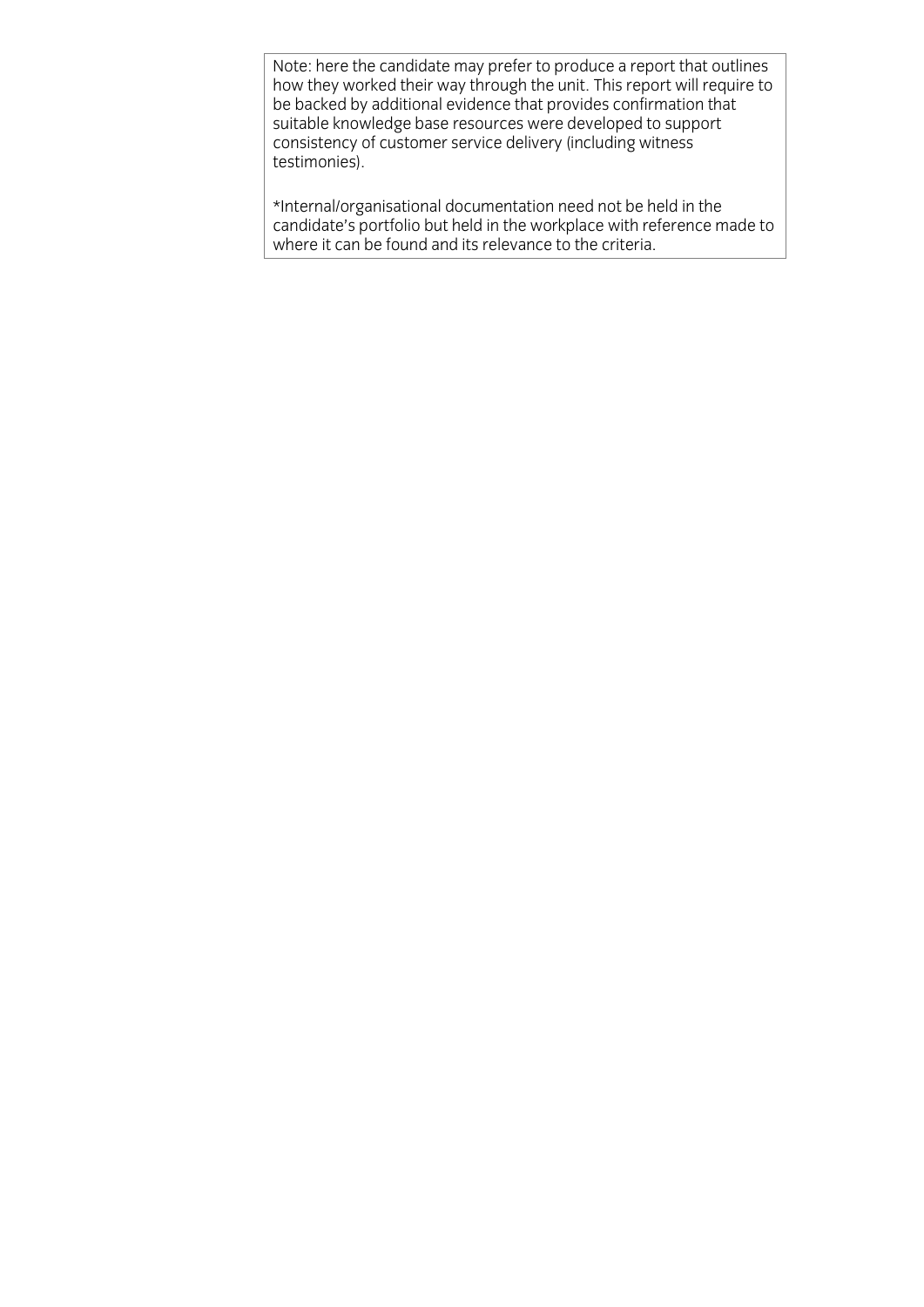Note: here the candidate may prefer to produce a report that outlines how they worked their way through the unit. This report will require to be backed by additional evidence that provides confirmation that suitable knowledge base resources were developed to support consistency of customer service delivery (including witness testimonies).

*Internal/organisational documentation need not be held in the candidate's portfolio but held in the workplace with reference made to where it can be found and its relevance to the criteria.